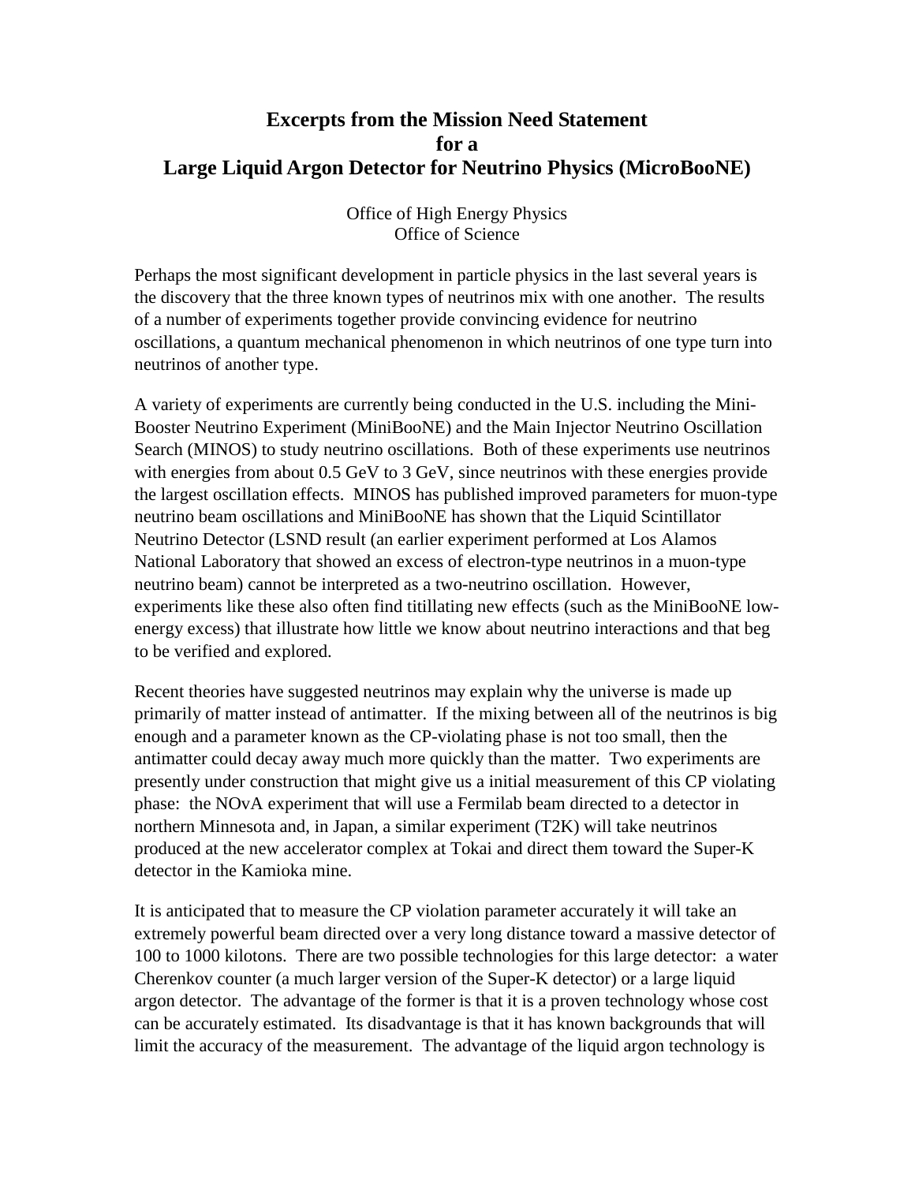# Excerpts from the Mission Need Statement for a Large Liquid Argon Detector for Neutrino Physics (MicroBooNE)

Office of High Energy Physics
Office of Science

Perhaps the most significant development in particle physics in the last several years is the discovery that the three known types of neutrinos mix with one another. The results of a number of experiments together provide convincing evidence for neutrino oscillations, a quantum mechanical phenomenon in which neutrinos of one type turn into neutrinos of another type.

A variety of experiments are currently being conducted in the U.S. including the Mini-Booster Neutrino Experiment (MiniBooNE) and the Main Injector Neutrino Oscillation Search (MINOS) to study neutrino oscillations. Both of these experiments use neutrinos with energies from about 0.5 GeV to 3 GeV, since neutrinos with these energies provide the largest oscillation effects. MINOS has published improved parameters for muon-type neutrino beam oscillations and MiniBooNE has shown that the Liquid Scintillator Neutrino Detector (LSND result (an earlier experiment performed at Los Alamos National Laboratory that showed an excess of electron-type neutrinos in a muon-type neutrino beam) cannot be interpreted as a two-neutrino oscillation. However, experiments like these also often find titillating new effects (such as the MiniBooNE low-energy excess) that illustrate how little we know about neutrino interactions and that beg to be verified and explored.

Recent theories have suggested neutrinos may explain why the universe is made up primarily of matter instead of antimatter. If the mixing between all of the neutrinos is big enough and a parameter known as the CP-violating phase is not too small, then the antimatter could decay away much more quickly than the matter. Two experiments are presently under construction that might give us a initial measurement of this CP violating phase: the NOvA experiment that will use a Fermilab beam directed to a detector in northern Minnesota and, in Japan, a similar experiment (T2K) will take neutrinos produced at the new accelerator complex at Tokai and direct them toward the Super-K detector in the Kamioka mine.

It is anticipated that to measure the CP violation parameter accurately it will take an extremely powerful beam directed over a very long distance toward a massive detector of 100 to 1000 kilotons. There are two possible technologies for this large detector: a water Cherenkov counter (a much larger version of the Super-K detector) or a large liquid argon detector. The advantage of the former is that it is a proven technology whose cost can be accurately estimated. Its disadvantage is that it has known backgrounds that will limit the accuracy of the measurement. The advantage of the liquid argon technology is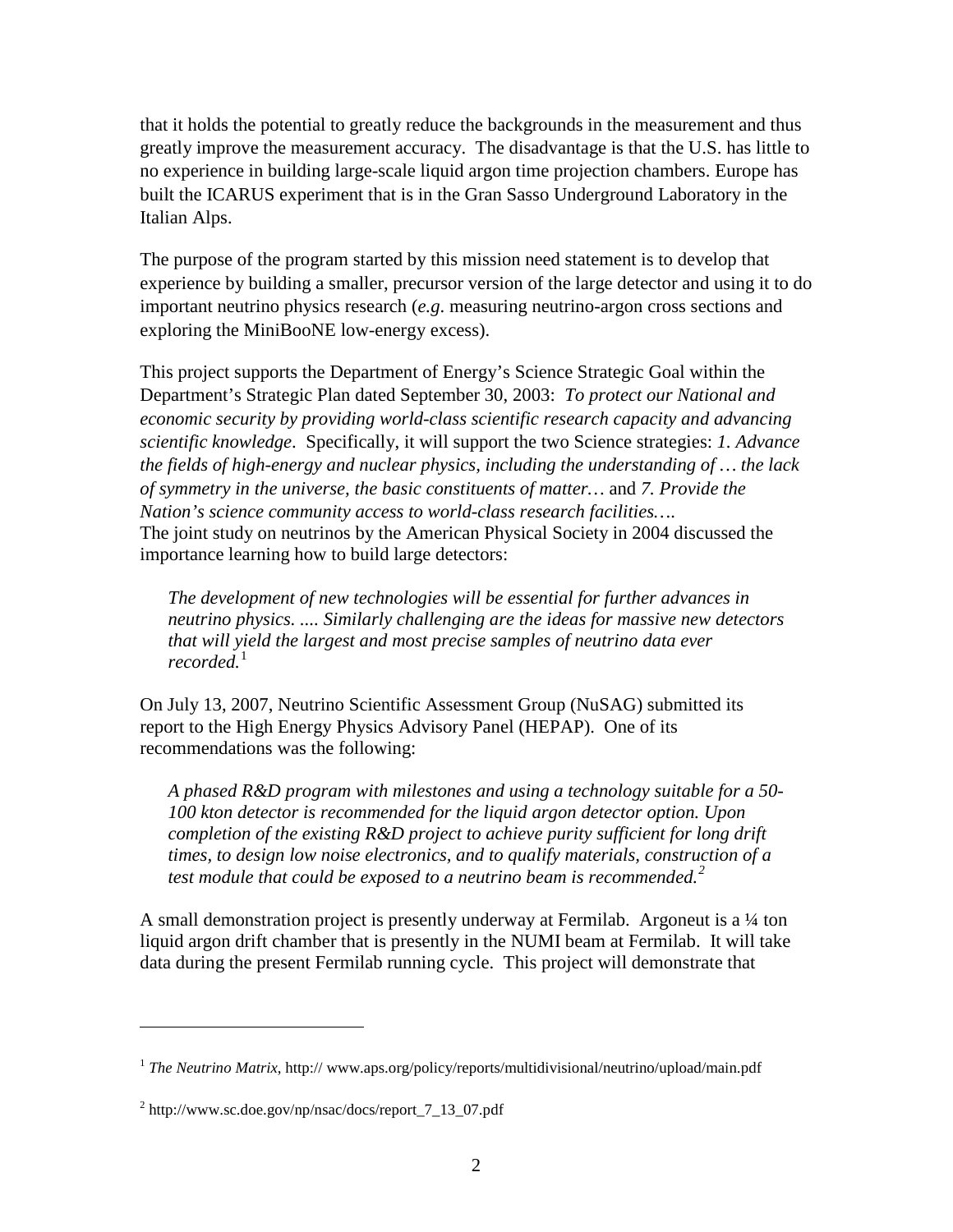that it holds the potential to greatly reduce the backgrounds in the measurement and thus greatly improve the measurement accuracy. The disadvantage is that the U.S. has little to no experience in building large-scale liquid argon time projection chambers. Europe has built the ICARUS experiment that is in the Gran Sasso Underground Laboratory in the Italian Alps.

The purpose of the program started by this mission need statement is to develop that experience by building a smaller, precursor version of the large detector and using it to do important neutrino physics research (*e.g*. measuring neutrino-argon cross sections and exploring the MiniBooNE low-energy excess).

This project supports the Department of Energy's Science Strategic Goal within the Department's Strategic Plan dated September 30, 2003: *To protect our National and economic security by providing world-class scientific research capacity and advancing scientific knowledge*. Specifically, it will support the two Science strategies: *1. Advance the fields of high-energy and nuclear physics, including the understanding of … the lack of symmetry in the universe, the basic constituents of matter…* and *7. Provide the Nation's science community access to world-class research facilities….*
The joint study on neutrinos by the American Physical Society in 2004 discussed the importance learning how to build large detectors:

> *The development of new technologies will be essential for further advances in neutrino physics. .... Similarly challenging are the ideas for massive new detectors that will yield the largest and most precise samples of neutrino data ever recorded.*[1]

On July 13, 2007, Neutrino Scientific Assessment Group (NuSAG) submitted its report to the High Energy Physics Advisory Panel (HEPAP). One of its recommendations was the following:

> *A phased R&D program with milestones and using a technology suitable for a 50-100 kton detector is recommended for the liquid argon detector option. Upon completion of the existing R&D project to achieve purity sufficient for long drift times, to design low noise electronics, and to qualify materials, construction of a test module that could be exposed to a neutrino beam is recommended.*[2]

A small demonstration project is presently underway at Fermilab. Argoneut is a ¼ ton liquid argon drift chamber that is presently in the NUMI beam at Fermilab. It will take data during the present Fermilab running cycle. This project will demonstrate that

---

[1] *The Neutrino Matrix*, http:// www.aps.org/policy/reports/multidivisional/neutrino/upload/main.pdf

[2] http://www.sc.doe.gov/np/nsac/docs/report_7_13_07.pdf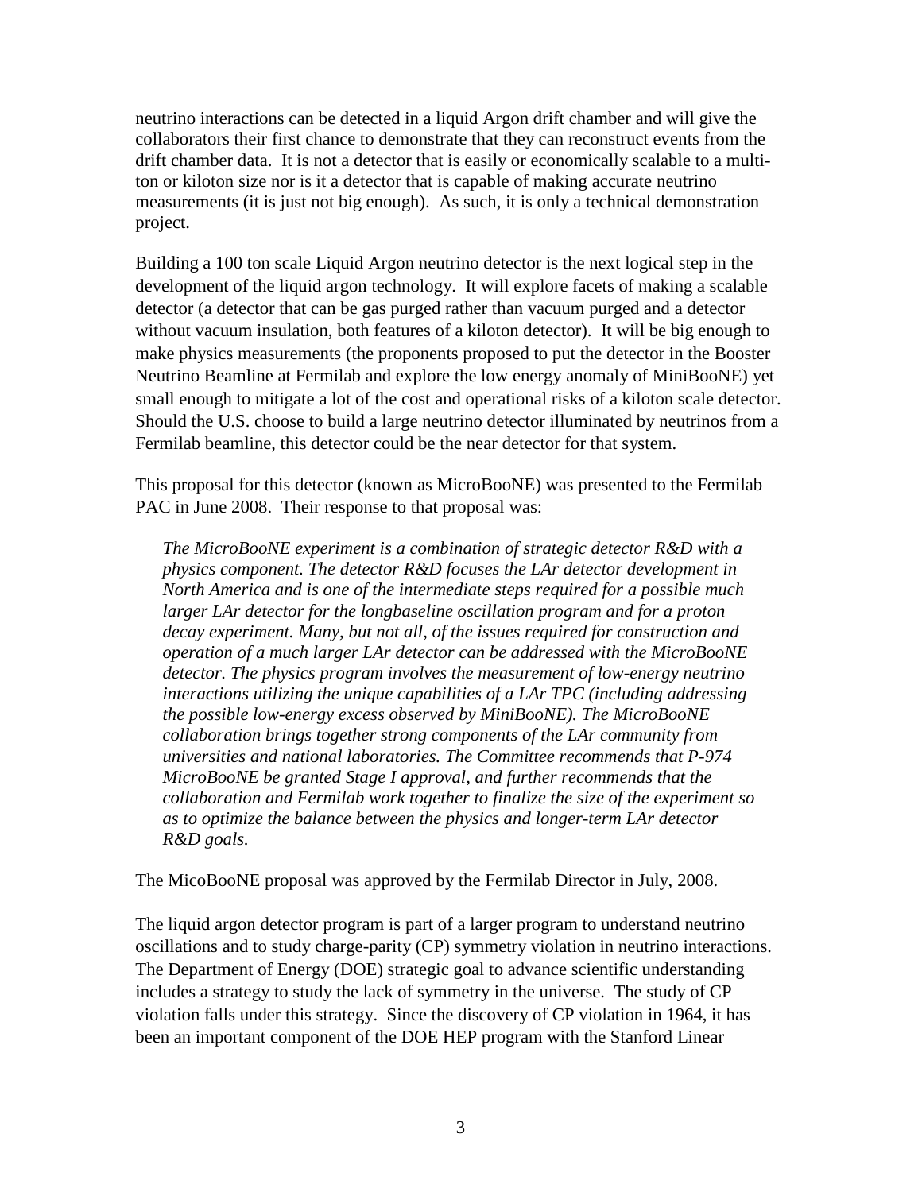neutrino interactions can be detected in a liquid Argon drift chamber and will give the collaborators their first chance to demonstrate that they can reconstruct events from the drift chamber data. It is not a detector that is easily or economically scalable to a multi-ton or kiloton size nor is it a detector that is capable of making accurate neutrino measurements (it is just not big enough). As such, it is only a technical demonstration project.

Building a 100 ton scale Liquid Argon neutrino detector is the next logical step in the development of the liquid argon technology. It will explore facets of making a scalable detector (a detector that can be gas purged rather than vacuum purged and a detector without vacuum insulation, both features of a kiloton detector). It will be big enough to make physics measurements (the proponents proposed to put the detector in the Booster Neutrino Beamline at Fermilab and explore the low energy anomaly of MiniBooNE) yet small enough to mitigate a lot of the cost and operational risks of a kiloton scale detector. Should the U.S. choose to build a large neutrino detector illuminated by neutrinos from a Fermilab beamline, this detector could be the near detector for that system.

This proposal for this detector (known as MicroBooNE) was presented to the Fermilab PAC in June 2008. Their response to that proposal was:

> *The MicroBooNE experiment is a combination of strategic detector R&D with a physics component. The detector R&D focuses the LAr detector development in North America and is one of the intermediate steps required for a possible much larger LAr detector for the longbaseline oscillation program and for a proton decay experiment. Many, but not all, of the issues required for construction and operation of a much larger LAr detector can be addressed with the MicroBooNE detector. The physics program involves the measurement of low-energy neutrino interactions utilizing the unique capabilities of a LAr TPC (including addressing the possible low-energy excess observed by MiniBooNE). The MicroBooNE collaboration brings together strong components of the LAr community from universities and national laboratories. The Committee recommends that P-974 MicroBooNE be granted Stage I approval, and further recommends that the collaboration and Fermilab work together to finalize the size of the experiment so as to optimize the balance between the physics and longer-term LAr detector R&D goals.*

The MicoBooNE proposal was approved by the Fermilab Director in July, 2008.

The liquid argon detector program is part of a larger program to understand neutrino oscillations and to study charge-parity (CP) symmetry violation in neutrino interactions. The Department of Energy (DOE) strategic goal to advance scientific understanding includes a strategy to study the lack of symmetry in the universe. The study of CP violation falls under this strategy. Since the discovery of CP violation in 1964, it has been an important component of the DOE HEP program with the Stanford Linear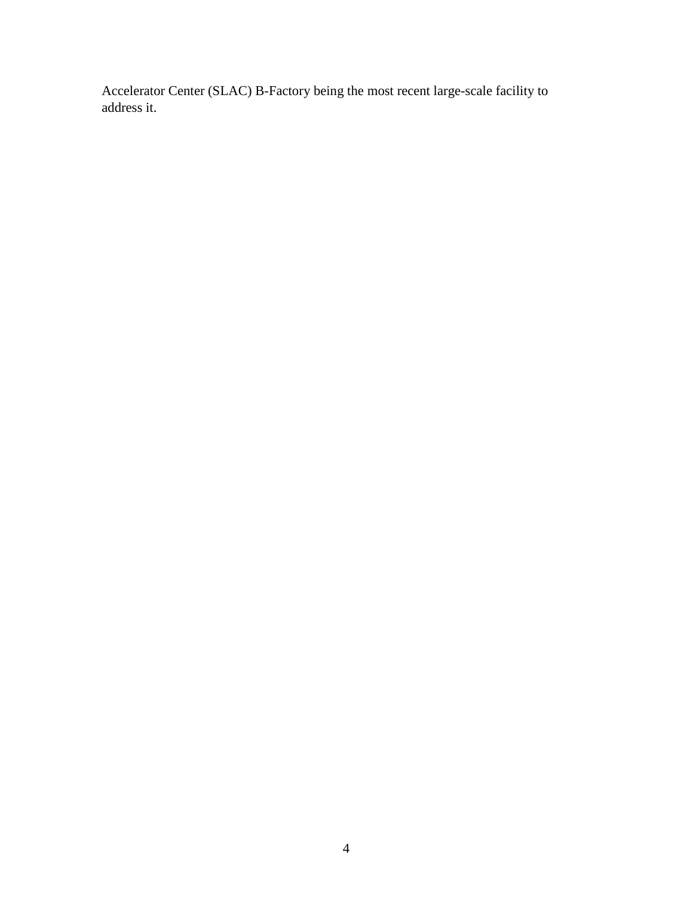Accelerator Center (SLAC) B-Factory being the most recent large-scale facility to address it.